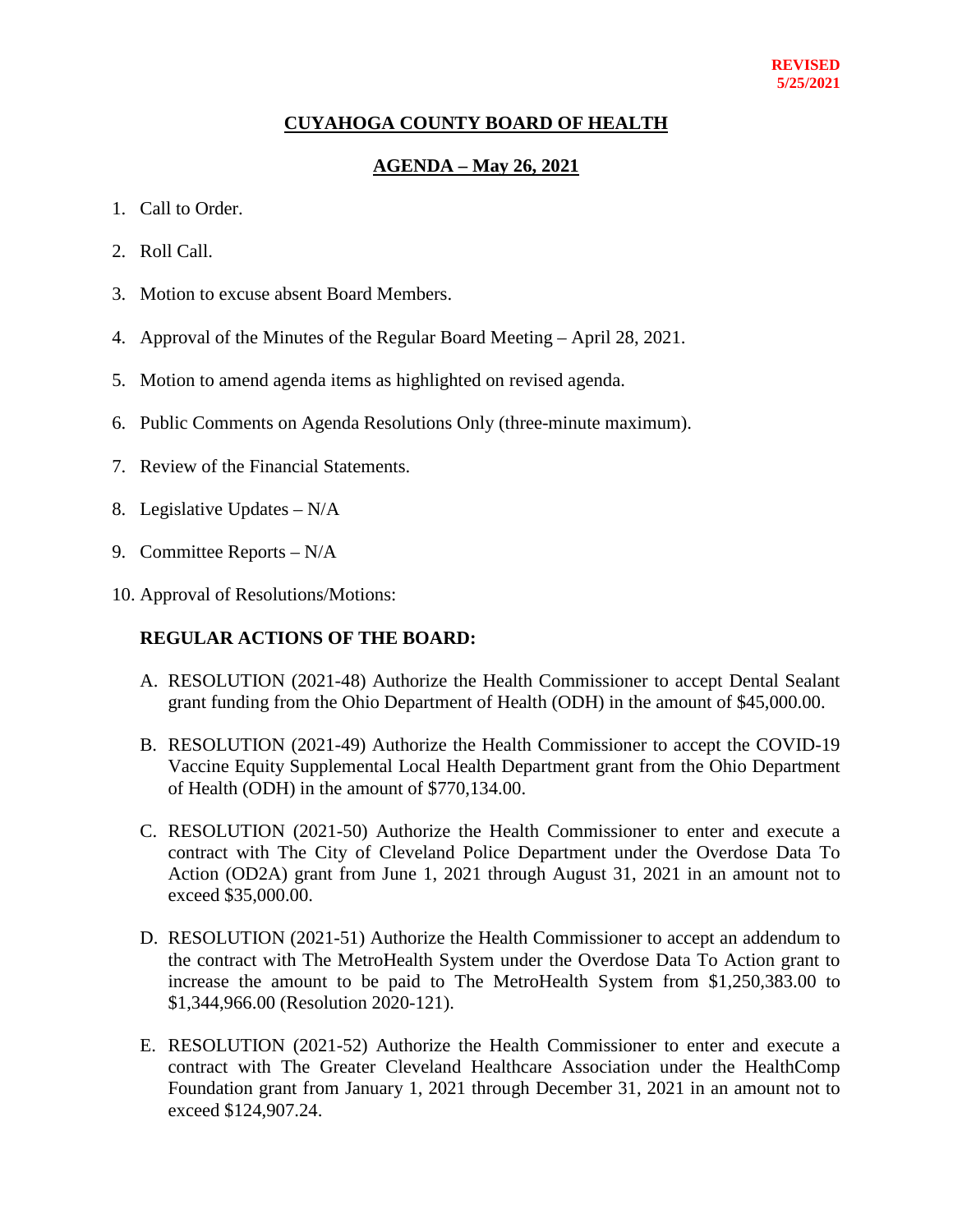**REVISED**
**5/25/2021**

# CUYAHOGA COUNTY BOARD OF HEALTH

## AGENDA – May 26, 2021

1. Call to Order.
2. Roll Call.
3. Motion to excuse absent Board Members.
4. Approval of the Minutes of the Regular Board Meeting – April 28, 2021.
5. Motion to amend agenda items as highlighted on revised agenda.
6. Public Comments on Agenda Resolutions Only (three-minute maximum).
7. Review of the Financial Statements.
8. Legislative Updates – N/A
9. Committee Reports – N/A
10. Approval of Resolutions/Motions:

**REGULAR ACTIONS OF THE BOARD:**

A. RESOLUTION (2021-48) Authorize the Health Commissioner to accept Dental Sealant grant funding from the Ohio Department of Health (ODH) in the amount of $45,000.00.

B. RESOLUTION (2021-49) Authorize the Health Commissioner to accept the COVID-19 Vaccine Equity Supplemental Local Health Department grant from the Ohio Department of Health (ODH) in the amount of $770,134.00.

C. RESOLUTION (2021-50) Authorize the Health Commissioner to enter and execute a contract with The City of Cleveland Police Department under the Overdose Data To Action (OD2A) grant from June 1, 2021 through August 31, 2021 in an amount not to exceed $35,000.00.

D. RESOLUTION (2021-51) Authorize the Health Commissioner to accept an addendum to the contract with The MetroHealth System under the Overdose Data To Action grant to increase the amount to be paid to The MetroHealth System from $1,250,383.00 to $1,344,966.00 (Resolution 2020-121).

E. RESOLUTION (2021-52) Authorize the Health Commissioner to enter and execute a contract with The Greater Cleveland Healthcare Association under the HealthComp Foundation grant from January 1, 2021 through December 31, 2021 in an amount not to exceed $124,907.24.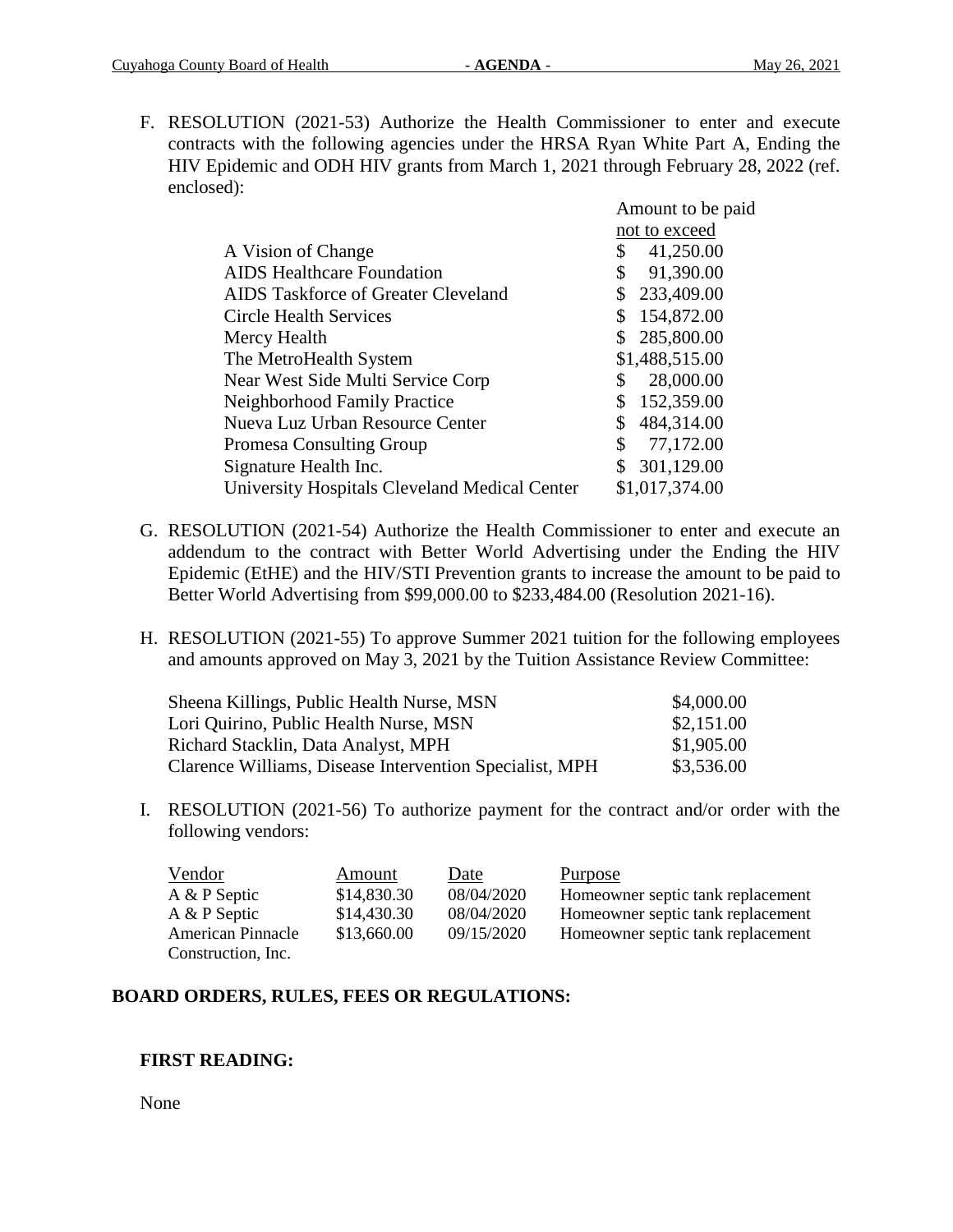F. RESOLUTION (2021-53) Authorize the Health Commissioner to enter and execute contracts with the following agencies under the HRSA Ryan White Part A, Ending the HIV Epidemic and ODH HIV grants from March 1, 2021 through February 28, 2022 (ref. enclosed):

| | Amount to be paid not to exceed |
|---|---|
| A Vision of Change | $ 41,250.00 |
| AIDS Healthcare Foundation | $ 91,390.00 |
| AIDS Taskforce of Greater Cleveland | $ 233,409.00 |
| Circle Health Services | $ 154,872.00 |
| Mercy Health | $ 285,800.00 |
| The MetroHealth System | $1,488,515.00 |
| Near West Side Multi Service Corp | $ 28,000.00 |
| Neighborhood Family Practice | $ 152,359.00 |
| Nueva Luz Urban Resource Center | $ 484,314.00 |
| Promesa Consulting Group | $ 77,172.00 |
| Signature Health Inc. | $ 301,129.00 |
| University Hospitals Cleveland Medical Center | $1,017,374.00 |

G. RESOLUTION (2021-54) Authorize the Health Commissioner to enter and execute an addendum to the contract with Better World Advertising under the Ending the HIV Epidemic (EtHE) and the HIV/STI Prevention grants to increase the amount to be paid to Better World Advertising from $99,000.00 to $233,484.00 (Resolution 2021-16).

H. RESOLUTION (2021-55) To approve Summer 2021 tuition for the following employees and amounts approved on May 3, 2021 by the Tuition Assistance Review Committee:

| | |
|---|---|
| Sheena Killings, Public Health Nurse, MSN | $4,000.00 |
| Lori Quirino, Public Health Nurse, MSN | $2,151.00 |
| Richard Stacklin, Data Analyst, MPH | $1,905.00 |
| Clarence Williams, Disease Intervention Specialist, MPH | $3,536.00 |

I. RESOLUTION (2021-56) To authorize payment for the contract and/or order with the following vendors:

| Vendor | Amount | Date | Purpose |
|---|---|---|---|
| A & P Septic | $14,830.30 | 08/04/2020 | Homeowner septic tank replacement |
| A & P Septic | $14,430.30 | 08/04/2020 | Homeowner septic tank replacement |
| American Pinnacle Construction, Inc. | $13,660.00 | 09/15/2020 | Homeowner septic tank replacement |

## BOARD ORDERS, RULES, FEES OR REGULATIONS:

### FIRST READING:

None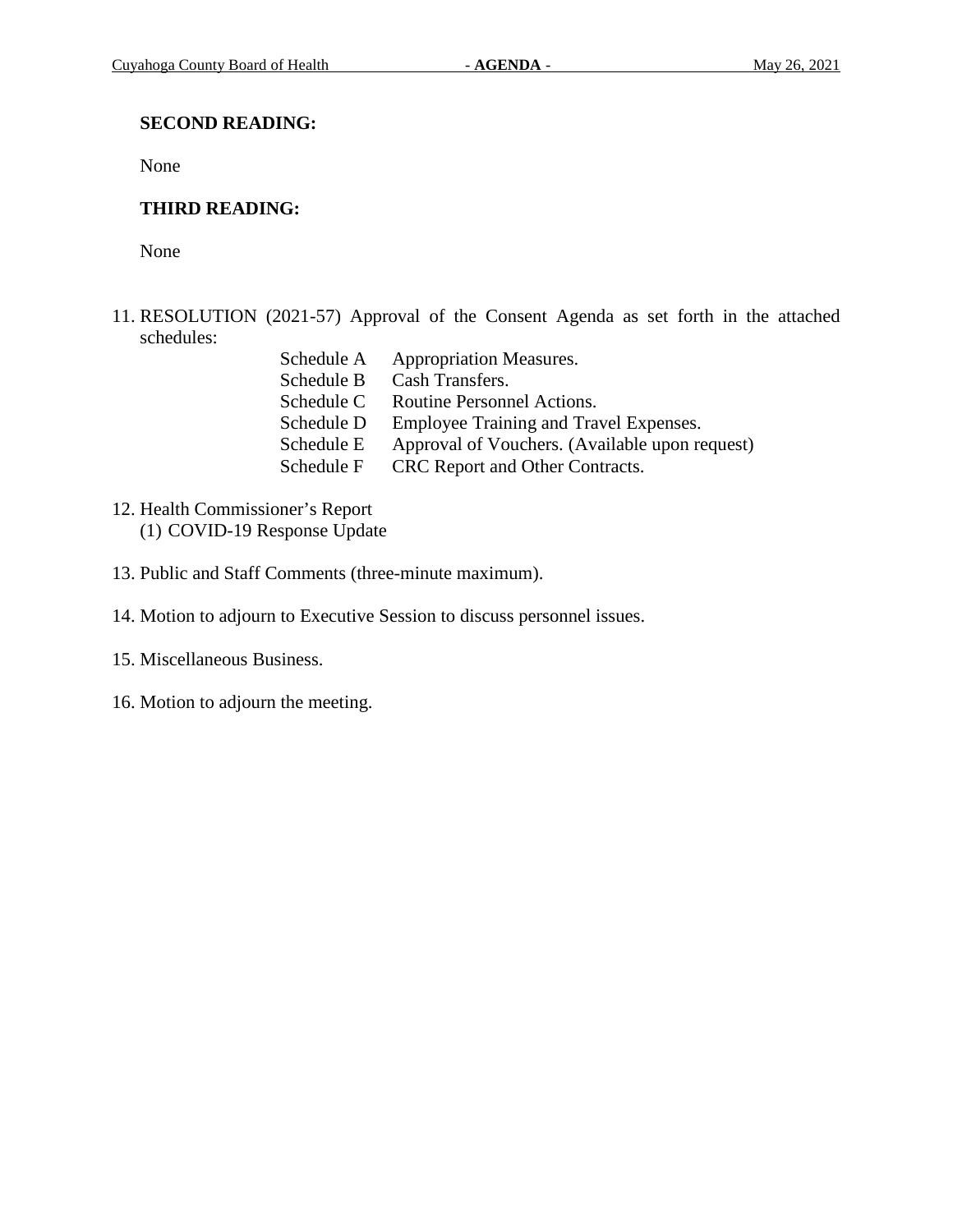**SECOND READING:**

None

**THIRD READING:**

None

11. RESOLUTION (2021-57) Approval of the Consent Agenda as set forth in the attached schedules:

    Schedule A Appropriation Measures.
    Schedule B Cash Transfers.
    Schedule C Routine Personnel Actions.
    Schedule D Employee Training and Travel Expenses.
    Schedule E Approval of Vouchers. (Available upon request)
    Schedule F CRC Report and Other Contracts.

12. Health Commissioner's Report
    (1) COVID-19 Response Update

13. Public and Staff Comments (three-minute maximum).

14. Motion to adjourn to Executive Session to discuss personnel issues.

15. Miscellaneous Business.

16. Motion to adjourn the meeting.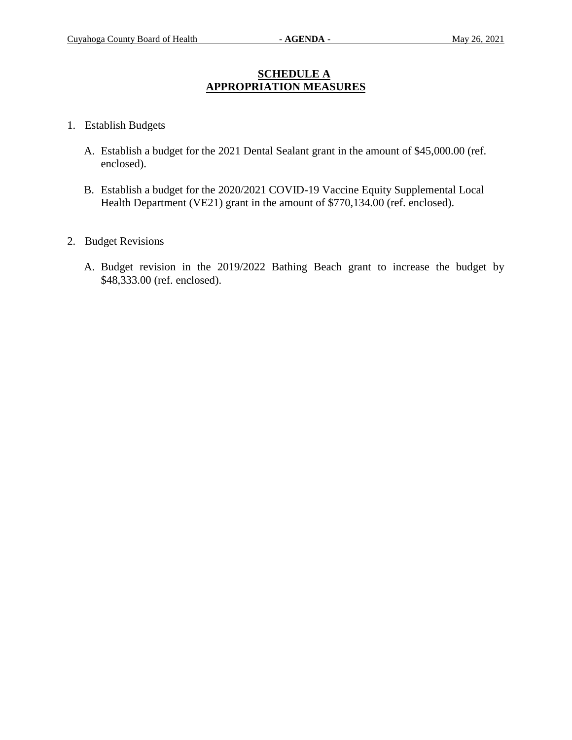## SCHEDULE A
## APPROPRIATION MEASURES

1. Establish Budgets

   A. Establish a budget for the 2021 Dental Sealant grant in the amount of $45,000.00 (ref. enclosed).

   B. Establish a budget for the 2020/2021 COVID-19 Vaccine Equity Supplemental Local Health Department (VE21) grant in the amount of $770,134.00 (ref. enclosed).

2. Budget Revisions

   A. Budget revision in the 2019/2022 Bathing Beach grant to increase the budget by $48,333.00 (ref. enclosed).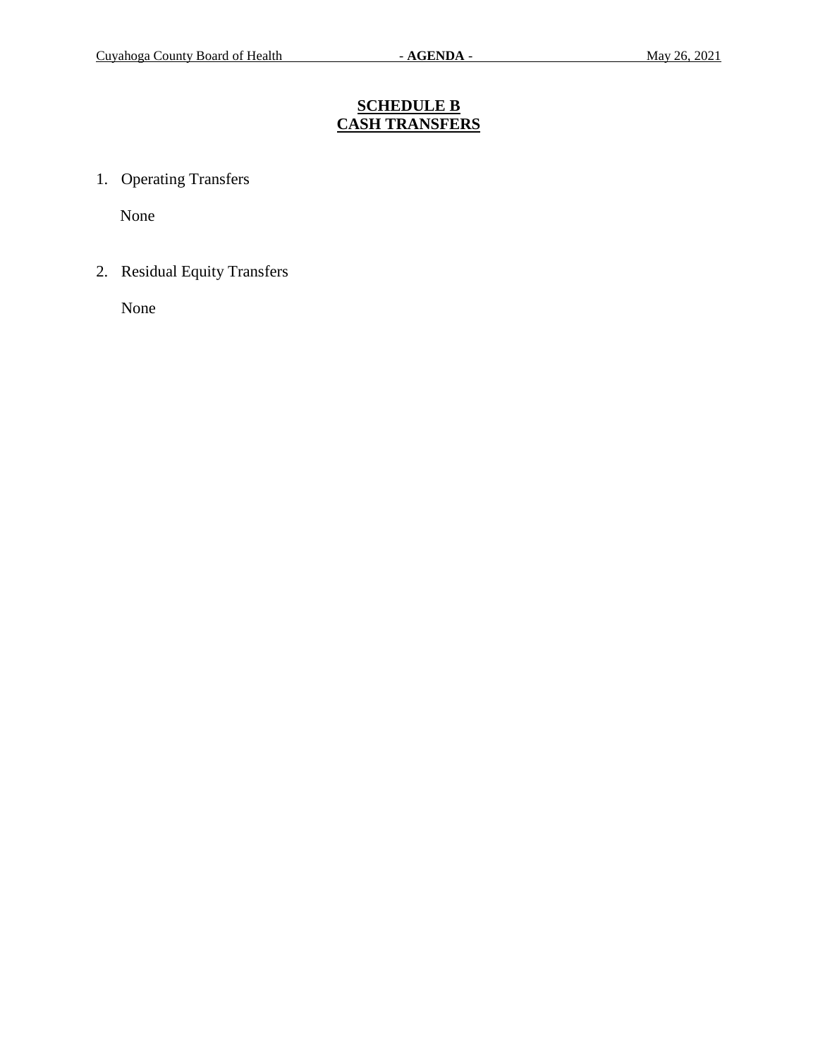## SCHEDULE B
## CASH TRANSFERS

1. Operating Transfers

   None

2. Residual Equity Transfers

   None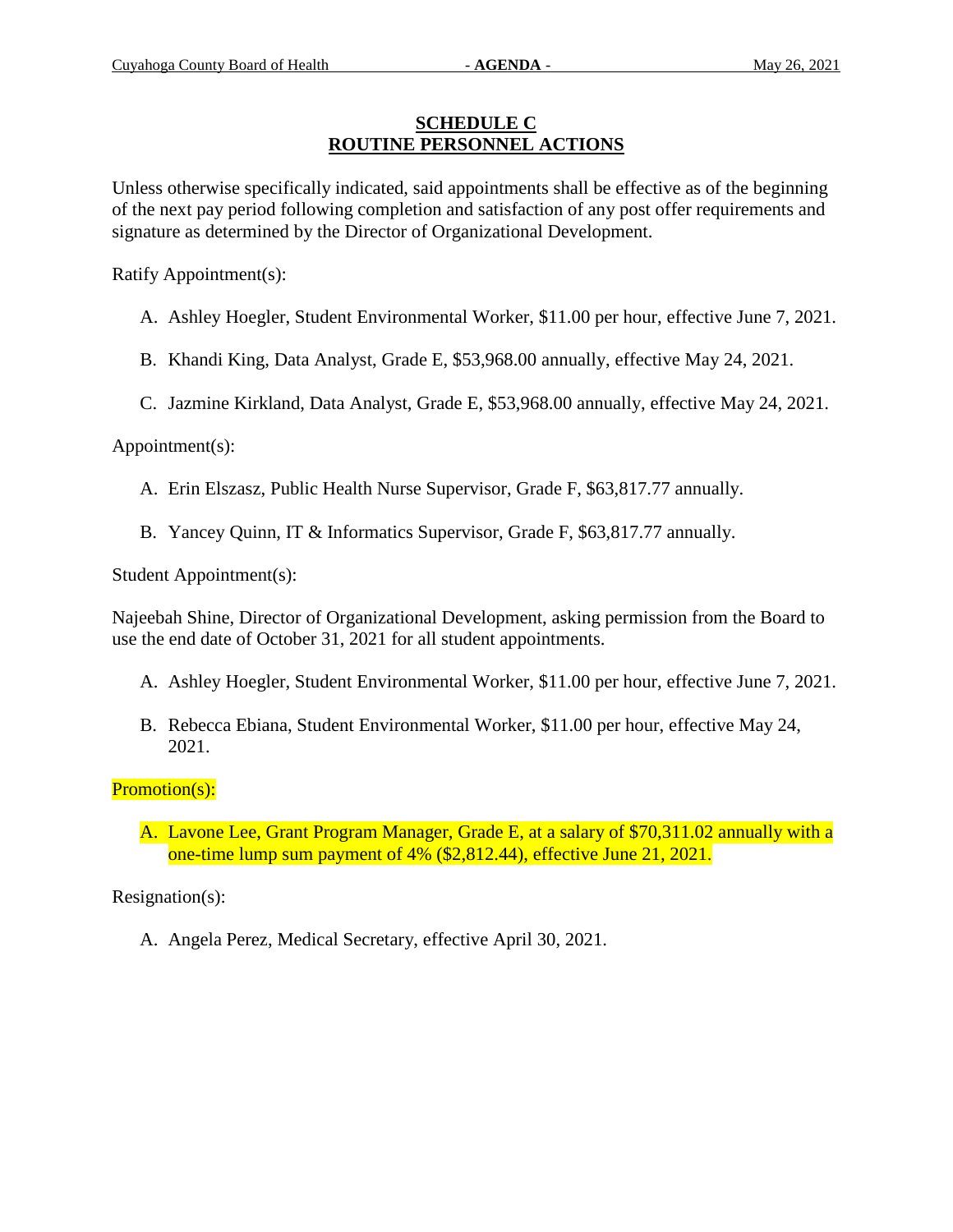## SCHEDULE C
## ROUTINE PERSONNEL ACTIONS

Unless otherwise specifically indicated, said appointments shall be effective as of the beginning of the next pay period following completion and satisfaction of any post offer requirements and signature as determined by the Director of Organizational Development.

Ratify Appointment(s):

A. Ashley Hoegler, Student Environmental Worker, $11.00 per hour, effective June 7, 2021.

B. Khandi King, Data Analyst, Grade E, $53,968.00 annually, effective May 24, 2021.

C. Jazmine Kirkland, Data Analyst, Grade E, $53,968.00 annually, effective May 24, 2021.

Appointment(s):

A. Erin Elszasz, Public Health Nurse Supervisor, Grade F, $63,817.77 annually.

B. Yancey Quinn, IT & Informatics Supervisor, Grade F, $63,817.77 annually.

Student Appointment(s):

Najeebah Shine, Director of Organizational Development, asking permission from the Board to use the end date of October 31, 2021 for all student appointments.

A. Ashley Hoegler, Student Environmental Worker, $11.00 per hour, effective June 7, 2021.

B. Rebecca Ebiana, Student Environmental Worker, $11.00 per hour, effective May 24, 2021.

Promotion(s):

A. Lavone Lee, Grant Program Manager, Grade E, at a salary of $70,311.02 annually with a one-time lump sum payment of 4% ($2,812.44), effective June 21, 2021.

Resignation(s):

A. Angela Perez, Medical Secretary, effective April 30, 2021.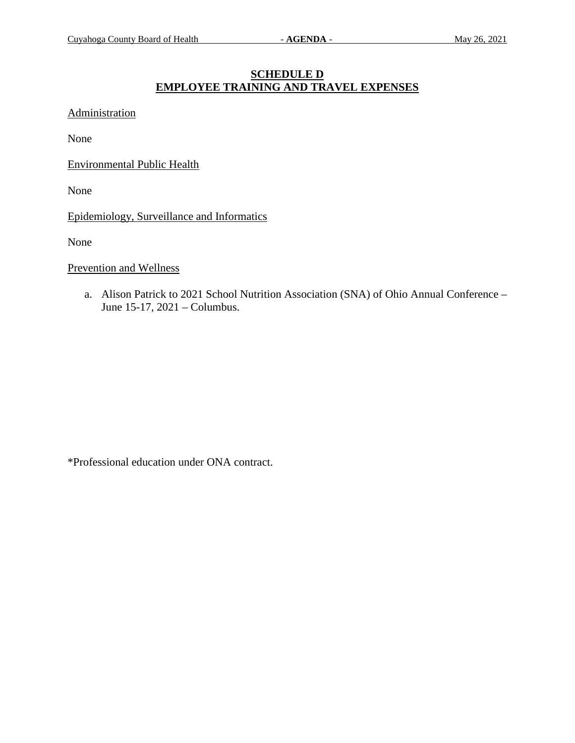# SCHEDULE D
# EMPLOYEE TRAINING AND TRAVEL EXPENSES

Administration

None

Environmental Public Health

None

Epidemiology, Surveillance and Informatics

None

Prevention and Wellness

a. Alison Patrick to 2021 School Nutrition Association (SNA) of Ohio Annual Conference – June 15-17, 2021 – Columbus.

*Professional education under ONA contract.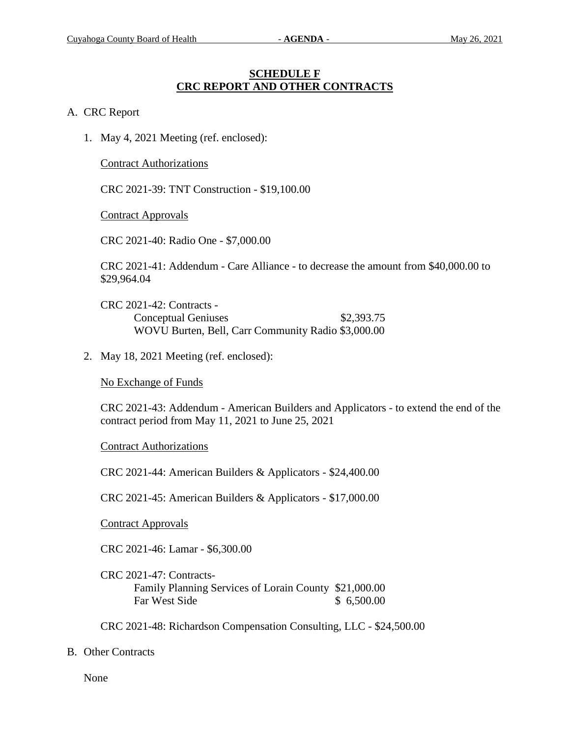# SCHEDULE F
# CRC REPORT AND OTHER CONTRACTS

A. CRC Report

1. May 4, 2021 Meeting (ref. enclosed):

   Contract Authorizations

   CRC 2021-39: TNT Construction - $19,100.00

   Contract Approvals

   CRC 2021-40: Radio One - $7,000.00

   CRC 2021-41: Addendum - Care Alliance - to decrease the amount from $40,000.00 to $29,964.04

   CRC 2021-42: Contracts -
   Conceptual Geniuses $2,393.75
   WOVU Burten, Bell, Carr Community Radio $3,000.00

2. May 18, 2021 Meeting (ref. enclosed):

   No Exchange of Funds

   CRC 2021-43: Addendum - American Builders and Applicators - to extend the end of the contract period from May 11, 2021 to June 25, 2021

   Contract Authorizations

   CRC 2021-44: American Builders & Applicators - $24,400.00

   CRC 2021-45: American Builders & Applicators - $17,000.00

   Contract Approvals

   CRC 2021-46: Lamar - $6,300.00

   CRC 2021-47: Contracts-
   Family Planning Services of Lorain County $21,000.00
   Far West Side $ 6,500.00

   CRC 2021-48: Richardson Compensation Consulting, LLC - $24,500.00

B. Other Contracts

   None